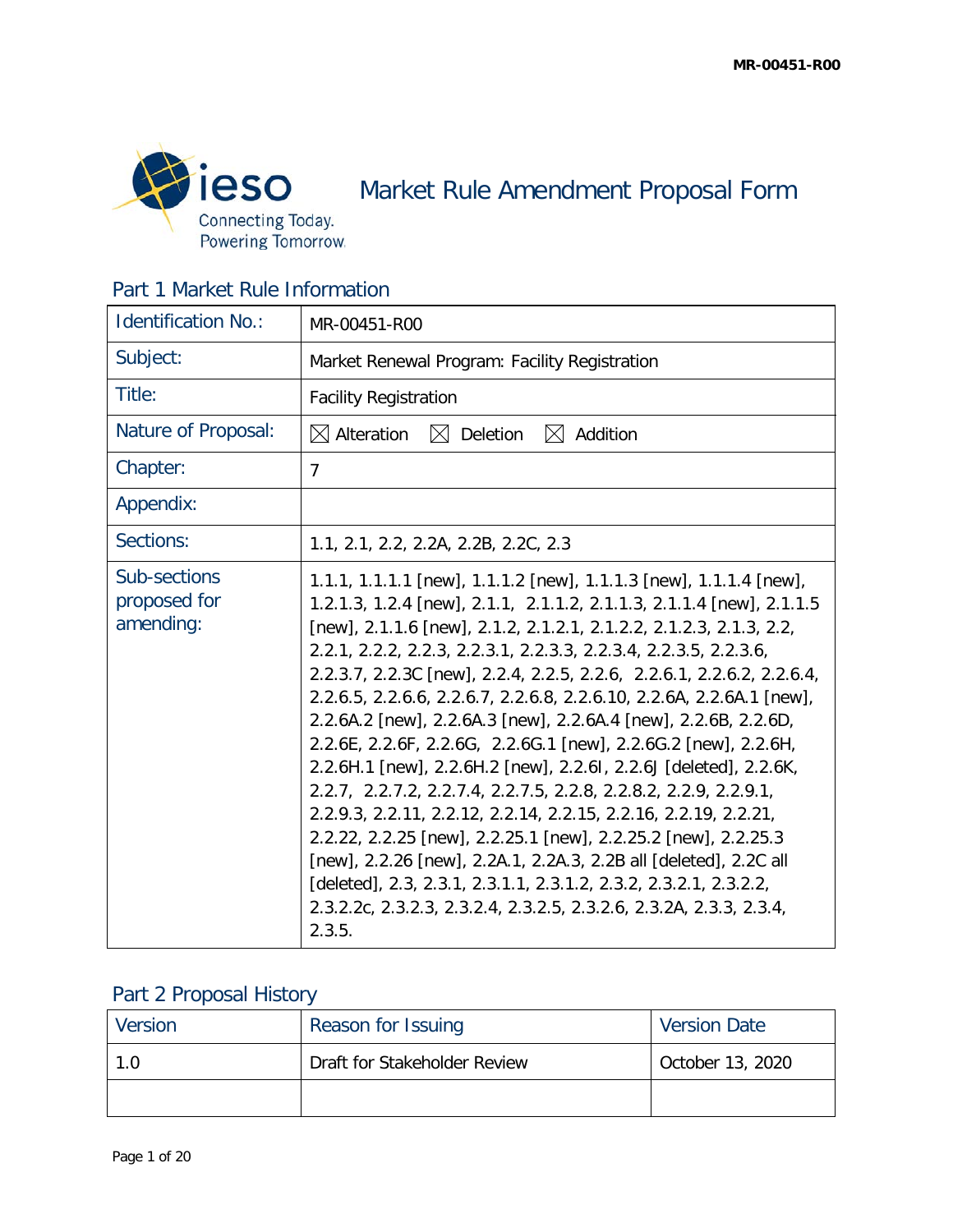MR-00451-R00

# Market Rule Amendment Proposal Form

## Part 1 Market Rule Information

| | |
|---|---|
| Identification No.: | MR-00451-R00 |
| Subject: | Market Renewal Program: Facility Registration |
| Title: | Facility Registration |
| Nature of Proposal: | ☒ Alteration ☒ Deletion ☒ Addition |
| Chapter: | 7 |
| Appendix: | |
| Sections: | 1.1, 2.1, 2.2, 2.2A, 2.2B, 2.2C, 2.3 |
| Sub-sections proposed for amending: | 1.1.1, 1.1.1.1 [new], 1.1.1.2 [new], 1.1.1.3 [new], 1.1.1.4 [new], 1.2.1.3, 1.2.4 [new], 2.1.1, 2.1.1.2, 2.1.1.3, 2.1.1.4 [new], 2.1.1.5 [new], 2.1.1.6 [new], 2.1.2, 2.1.2.1, 2.1.2.2, 2.1.2.3, 2.1.3, 2.2, 2.2.1, 2.2.2, 2.2.3, 2.2.3.1, 2.2.3.3, 2.2.3.4, 2.2.3.5, 2.2.3.6, 2.2.3.7, 2.2.3C [new], 2.2.4, 2.2.5, 2.2.6, 2.2.6.1, 2.2.6.2, 2.2.6.4, 2.2.6.5, 2.2.6.6, 2.2.6.7, 2.2.6.8, 2.2.6.10, 2.2.6A, 2.2.6A.1 [new], 2.2.6A.2 [new], 2.2.6A.3 [new], 2.2.6A.4 [new], 2.2.6B, 2.2.6D, 2.2.6E, 2.2.6F, 2.2.6G, 2.2.6G.1 [new], 2.2.6G.2 [new], 2.2.6H, 2.2.6H.1 [new], 2.2.6H.2 [new], 2.2.6I, 2.2.6J [deleted], 2.2.6K, 2.2.7, 2.2.7.2, 2.2.7.4, 2.2.7.5, 2.2.8, 2.2.8.2, 2.2.9, 2.2.9.1, 2.2.9.3, 2.2.11, 2.2.12, 2.2.14, 2.2.15, 2.2.16, 2.2.19, 2.2.21, 2.2.22, 2.2.25 [new], 2.2.25.1 [new], 2.2.25.2 [new], 2.2.25.3 [new], 2.2.26 [new], 2.2A.1, 2.2A.3, 2.2B all [deleted], 2.2C all [deleted], 2.3, 2.3.1, 2.3.1.1, 2.3.1.2, 2.3.2, 2.3.2.1, 2.3.2.2, 2.3.2.2c, 2.3.2.3, 2.3.2.4, 2.3.2.5, 2.3.2.6, 2.3.2A, 2.3.3, 2.3.4, 2.3.5. |

## Part 2 Proposal History

| Version | Reason for Issuing | Version Date |
|---|---|---|
| 1.0 | Draft for Stakeholder Review | October 13, 2020 |
| | | |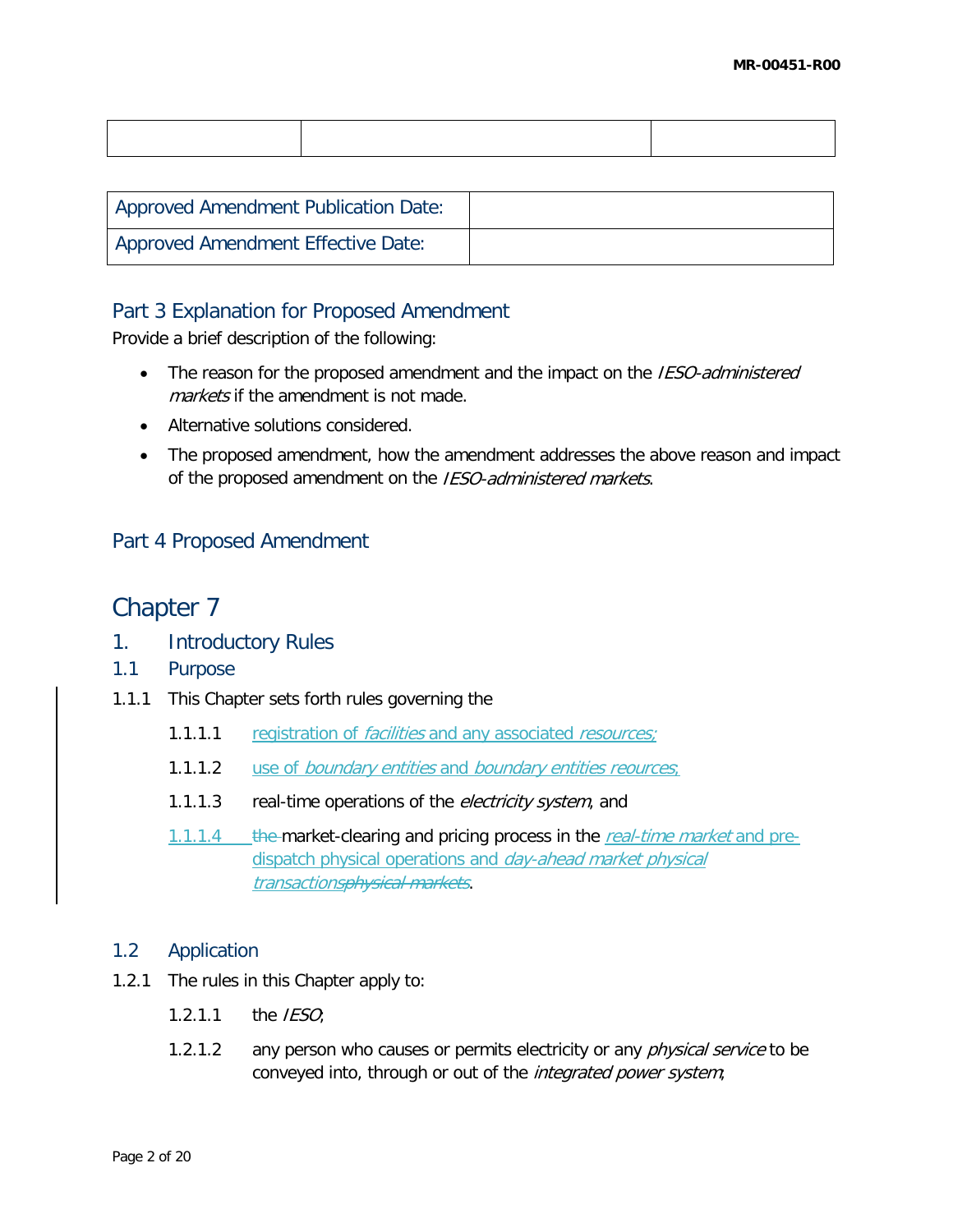| | | |
|---|---|---|
| | | |

| Approved Amendment Publication Date: | |
|---|---|
| Approved Amendment Effective Date: | |

## Part 3 Explanation for Proposed Amendment

Provide a brief description of the following:

- The reason for the proposed amendment and the impact on the *IESO-administered markets* if the amendment is not made.
- Alternative solutions considered.
- The proposed amendment, how the amendment addresses the above reason and impact of the proposed amendment on the *IESO-administered markets*.

## Part 4 Proposed Amendment

# Chapter 7

## 1. Introductory Rules

### 1.1 Purpose

1.1.1 This Chapter sets forth rules governing the

1.1.1.1 registration of *facilities* and any associated *resources;*

1.1.1.2 use of *boundary entities* and *boundary entities reources*,

1.1.1.3 real-time operations of the *electricity system*, and

1.1.1.4 ~~the~~ market-clearing and pricing process in the *real-time market* and pre-dispatch physical operations and *day-ahead market physical transactions*~~*physical markets*~~.

### 1.2 Application

1.2.1 The rules in this Chapter apply to:

1.2.1.1 the *IESO*;

1.2.1.2 any person who causes or permits electricity or any *physical service* to be conveyed into, through or out of the *integrated power system*;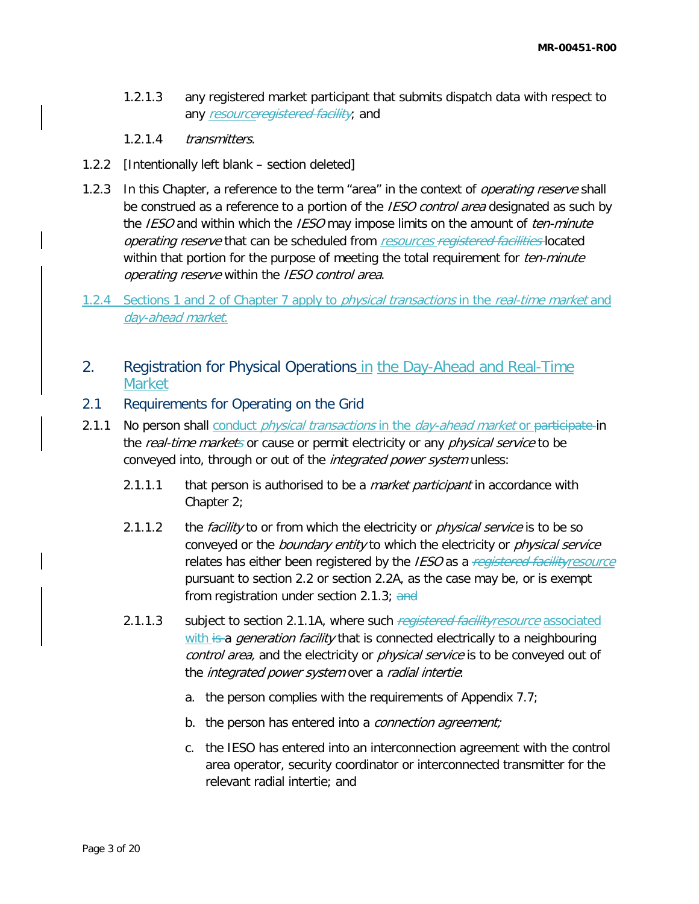1.2.1.3 any registered market participant that submits dispatch data with respect to any *resource*~~*registered facility*~~; and

1.2.1.4 *transmitters*.

1.2.2 [Intentionally left blank – section deleted]

1.2.3 In this Chapter, a reference to the term "area" in the context of *operating reserve* shall be construed as a reference to a portion of the *IESO control area* designated as such by the *IESO* and within which the *IESO* may impose limits on the amount of *ten-minute operating reserve* that can be scheduled from *resources* ~~*registered facilities*~~ located within that portion for the purpose of meeting the total requirement for *ten-minute operating reserve* within the *IESO control area*.

1.2.4 Sections 1 and 2 of Chapter 7 apply to *physical transactions* in the *real-time market* and *day-ahead market*.

## 2. Registration for Physical Operations in the Day-Ahead and Real-Time Market

### 2.1 Requirements for Operating on the Grid

2.1.1 No person shall conduct *physical transactions* in the *day-ahead market* or ~~participate~~ in the *real-time market*~~s~~ or cause or permit electricity or any *physical service* to be conveyed into, through or out of the *integrated power system* unless:

2.1.1.1 that person is authorised to be a *market participant* in accordance with Chapter 2;

2.1.1.2 the *facility* to or from which the electricity or *physical service* is to be so conveyed or the *boundary entity* to which the electricity or *physical service* relates has either been registered by the *IESO* as a ~~*registered facility*~~*resource* pursuant to section 2.2 or section 2.2A, as the case may be, or is exempt from registration under section 2.1.3; ~~and~~

2.1.1.3 subject to section 2.1.1A, where such ~~*registered facility*~~*resource* associated with ~~is~~ a *generation facility* that is connected electrically to a neighbouring *control area,* and the electricity or *physical service* is to be conveyed out of the *integrated power system* over a *radial intertie*:

a. the person complies with the requirements of Appendix 7.7;

b. the person has entered into a *connection agreement;*

c. the IESO has entered into an interconnection agreement with the control area operator, security coordinator or interconnected transmitter for the relevant radial intertie; and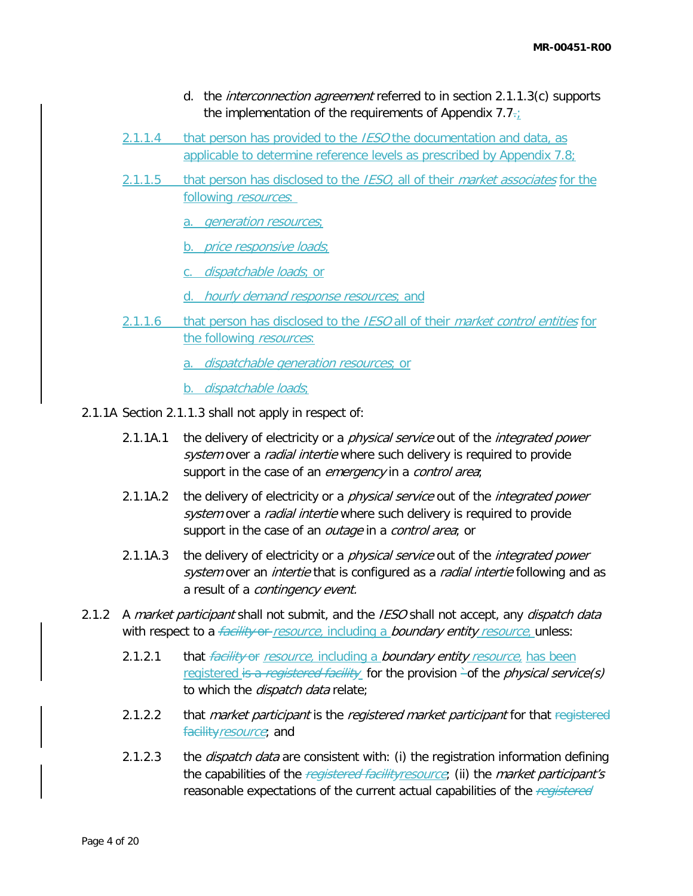d. the *interconnection agreement* referred to in section 2.1.1.3(c) supports the implementation of the requirements of Appendix 7.7.;

2.1.1.4 that person has provided to the *IESO* the documentation and data, as applicable to determine reference levels as prescribed by Appendix 7.8;

2.1.1.5 that person has disclosed to the *IESO*, all of their *market associates* for the following *resources*:

a. *generation resources*;

b. *price responsive loads*;

c. *dispatchable loads*; or

d. *hourly demand response resources*; and

2.1.1.6 that person has disclosed to the *IESO* all of their *market control entities* for the following *resources*:

a. *dispatchable generation resources*; or

b. *dispatchable loads*;

2.1.1A Section 2.1.1.3 shall not apply in respect of:

2.1.1A.1 the delivery of electricity or a *physical service* out of the *integrated power system* over a *radial intertie* where such delivery is required to provide support in the case of an *emergency* in a *control area*;

2.1.1A.2 the delivery of electricity or a *physical service* out of the *integrated power system* over a *radial intertie* where such delivery is required to provide support in the case of an *outage* in a *control area*; or

2.1.1A.3 the delivery of electricity or a *physical service* out of the *integrated power system* over an *intertie* that is configured as a *radial intertie* following and as a result of a *contingency event.*

2.1.2 A *market participant* shall not submit, and the *IESO* shall not accept, any *dispatch data* with respect to a ~~*facility* or~~ *resource*, including a *boundary entity resource*, unless:

2.1.2.1 that ~~*facility* or~~ *resource*, including a *boundary entity resource*, has been registered ~~is a *registered facility*~~ for the provision ~~`~~of the *physical service(s)* to which the *dispatch data* relate;

2.1.2.2 that *market participant* is the *registered market participant* for that ~~registered facility~~*resource*; and

2.1.2.3 the *dispatch data* are consistent with: (i) the registration information defining the capabilities of the ~~*registered facility*~~*resource*; (ii) the *market participant's* reasonable expectations of the current actual capabilities of the ~~*registered*~~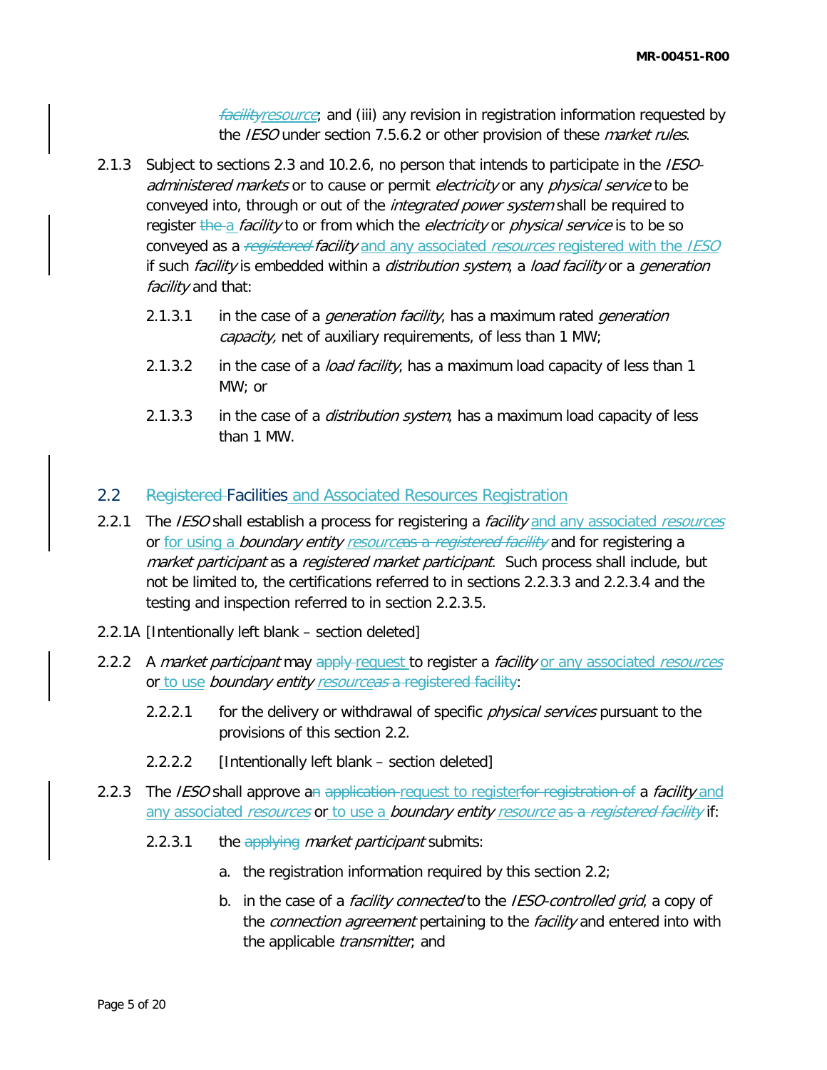~~*facility*~~*resource*; and (iii) any revision in registration information requested by the *IESO* under section 7.5.6.2 or other provision of these *market rules*.

2.1.3 Subject to sections 2.3 and 10.2.6, no person that intends to participate in the *IESO-administered markets* or to cause or permit *electricity* or any *physical service* to be conveyed into, through or out of the *integrated power system* shall be required to register ~~the~~ a *facility* to or from which the *electricity* or *physical service* is to be so conveyed as a ~~*registered*~~ *facility* and any associated *resources* registered with the *IESO* if such *facility* is embedded within a *distribution system*, a *load facility* or a *generation facility* and that:

2.1.3.1 in the case of a *generation facility*, has a maximum rated *generation capacity,* net of auxiliary requirements, of less than 1 MW;

2.1.3.2 in the case of a *load facility*, has a maximum load capacity of less than 1 MW; or

2.1.3.3 in the case of a *distribution system*, has a maximum load capacity of less than 1 MW.

## 2.2 ~~Registered~~ Facilities and Associated Resources Registration

2.2.1 The *IESO* shall establish a process for registering a *facility* and any associated *resources* or for using a *boundary entity* *resource*~~as a *registered facility*~~ and for registering a *market participant* as a *registered market participant*. Such process shall include, but not be limited to, the certifications referred to in sections 2.2.3.3 and 2.2.3.4 and the testing and inspection referred to in section 2.2.3.5.

2.2.1A [Intentionally left blank – section deleted]

2.2.2 A *market participant* may ~~apply~~ request to register a *facility* or any associated *resources* or to use *boundary entity* *resource*~~as a registered facility~~:

2.2.2.1 for the delivery or withdrawal of specific *physical services* pursuant to the provisions of this section 2.2.

2.2.2.2 [Intentionally left blank – section deleted]

2.2.3 The *IESO* shall approve a~~n~~ ~~application~~ request to register~~for registration of~~ a *facility* and any associated *resources* or to use a *boundary entity* *resource* ~~as a *registered facility*~~ if:

2.2.3.1 the ~~applying~~ *market participant* submits:

a. the registration information required by this section 2.2;

b. in the case of a *facility connected* to the *IESO-controlled grid*, a copy of the *connection agreement* pertaining to the *facility* and entered into with the applicable *transmitter*; and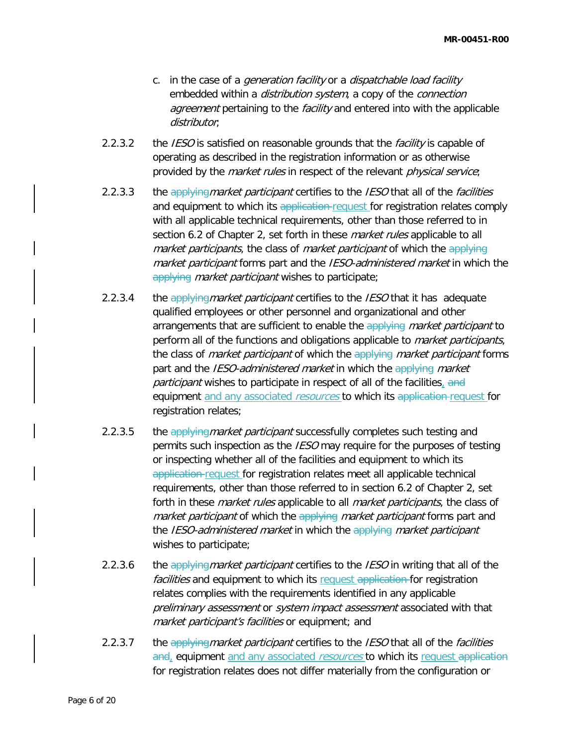c. in the case of a *generation facility* or a *dispatchable load facility* embedded within a *distribution system*, a copy of the *connection agreement* pertaining to the *facility* and entered into with the applicable *distributor*;

2.2.3.2 the *IESO* is satisfied on reasonable grounds that the *facility* is capable of operating as described in the registration information or as otherwise provided by the *market rules* in respect of the relevant *physical service*;

2.2.3.3 the ~~applying~~ *market participant* certifies to the *IESO* that all of the *facilities* and equipment to which its ~~application~~ request for registration relates comply with all applicable technical requirements, other than those referred to in section 6.2 of Chapter 2, set forth in these *market rules* applicable to all *market participants*, the class of *market participant* of which the ~~applying~~ *market participant* forms part and the *IESO-administered market* in which the ~~applying~~ *market participant* wishes to participate;

2.2.3.4 the ~~applying~~ *market participant* certifies to the *IESO* that it has adequate qualified employees or other personnel and organizational and other arrangements that are sufficient to enable the ~~applying~~ *market participant* to perform all of the functions and obligations applicable to *market participants*, the class of *market participant* of which the ~~applying~~ *market participant* forms part and the *IESO-administered market* in which the ~~applying~~ *market participant* wishes to participate in respect of all of the facilities, ~~and~~ equipment and any associated *resources* to which its ~~application~~ request for registration relates;

2.2.3.5 the ~~applying~~ *market participant* successfully completes such testing and permits such inspection as the *IESO* may require for the purposes of testing or inspecting whether all of the facilities and equipment to which its ~~application~~ request for registration relates meet all applicable technical requirements, other than those referred to in section 6.2 of Chapter 2, set forth in these *market rules* applicable to all *market participants*, the class of *market participant* of which the ~~applying~~ *market participant* forms part and the *IESO-administered market* in which the ~~applying~~ *market participant* wishes to participate;

2.2.3.6 the ~~applying~~ *market participant* certifies to the *IESO* in writing that all of the *facilities* and equipment to which its request ~~application~~ for registration relates complies with the requirements identified in any applicable *preliminary assessment* or *system impact assessment* associated with that *market participant's facilities* or equipment; and

2.2.3.7 the ~~applying~~ *market participant* certifies to the *IESO* that all of the *facilities* ~~and~~, equipment and any associated *resources* to which its request ~~application~~ for registration relates does not differ materially from the configuration or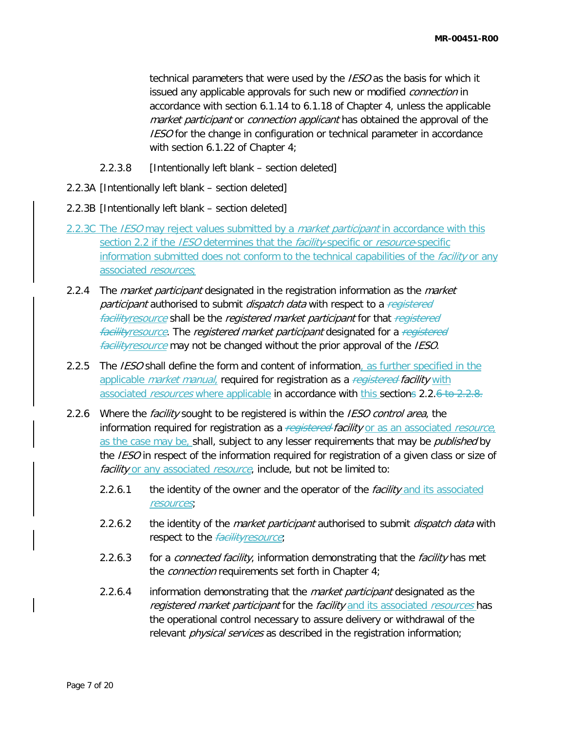technical parameters that were used by the *IESO* as the basis for which it issued any applicable approvals for such new or modified *connection* in accordance with section 6.1.14 to 6.1.18 of Chapter 4, unless the applicable *market participant* or *connection applicant* has obtained the approval of the *IESO* for the change in configuration or technical parameter in accordance with section 6.1.22 of Chapter 4;

2.2.3.8 [Intentionally left blank – section deleted]

2.2.3A [Intentionally left blank – section deleted]

2.2.3B [Intentionally left blank – section deleted]

2.2.3C The *IESO* may reject values submitted by a *market participant* in accordance with this section 2.2 if the *IESO* determines that the *facility*-specific or *resource*-specific information submitted does not conform to the technical capabilities of the *facility* or any associated *resources*.

2.2.4 The *market participant* designated in the registration information as the *market participant* authorised to submit *dispatch data* with respect to a ~~*registered facility*~~*resource* shall be the *registered market participant* for that ~~*registered facility*~~*resource*. The *registered market participant* designated for a ~~*registered facility*~~*resource* may not be changed without the prior approval of the *IESO*.

2.2.5 The *IESO* shall define the form and content of information, as further specified in the applicable *market manual*, required for registration as a ~~*registered*~~ *facility* with associated *resources* where applicable in accordance with this sections 2.2.~~6 to 2.2.8.~~

2.2.6 Where the *facility* sought to be registered is within the *IESO control area*, the information required for registration as a ~~*registered*~~ *facility* or as an associated *resource*, as the case may be, shall, subject to any lesser requirements that may be *published* by the *IESO* in respect of the information required for registration of a given class or size of *facility* or any associated *resource*, include, but not be limited to:

2.2.6.1 the identity of the owner and the operator of the *facility* and its associated *resources*;

2.2.6.2 the identity of the *market participant* authorised to submit *dispatch data* with respect to the ~~*facility*~~*resource*;

2.2.6.3 for a *connected facility*, information demonstrating that the *facility* has met the *connection* requirements set forth in Chapter 4;

2.2.6.4 information demonstrating that the *market participant* designated as the *registered market participant* for the *facility* and its associated *resources* has the operational control necessary to assure delivery or withdrawal of the relevant *physical services* as described in the registration information;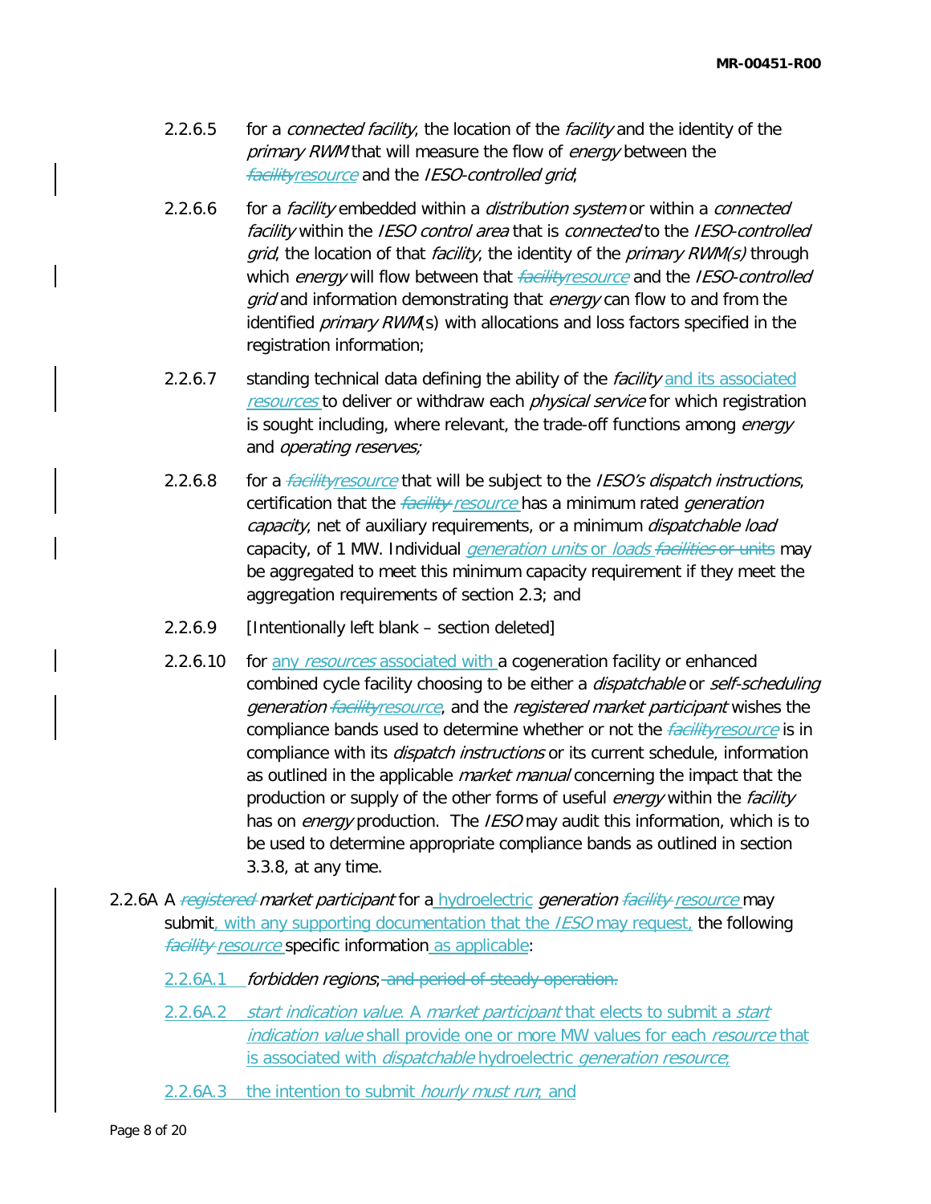2.2.6.5 for a *connected facility*, the location of the *facility* and the identity of the *primary RWM* that will measure the flow of *energy* between the ~~*facility*~~*resource* and the *IESO-controlled grid*;

2.2.6.6 for a *facility* embedded within a *distribution system* or within a *connected facility* within the *IESO control area* that is *connected* to the *IESO-controlled grid*, the location of that *facility*, the identity of the *primary RWM(s)* through which *energy* will flow between that ~~*facility*~~*resource* and the *IESO-controlled grid* and information demonstrating that *energy* can flow to and from the identified *primary RWM*(s) with allocations and loss factors specified in the registration information;

2.2.6.7 standing technical data defining the ability of the *facility* and its associated *resources* to deliver or withdraw each *physical service* for which registration is sought including, where relevant, the trade-off functions among *energy* and *operating reserves;*

2.2.6.8 for a ~~*facility*~~*resource* that will be subject to the *IESO's dispatch instructions*, certification that the ~~*facility*~~ *resource* has a minimum rated *generation capacity*, net of auxiliary requirements, or a minimum *dispatchable load* capacity, of 1 MW. Individual *generation units* or *loads* ~~*facilities* or units~~ may be aggregated to meet this minimum capacity requirement if they meet the aggregation requirements of section 2.3; and

2.2.6.9 [Intentionally left blank – section deleted]

2.2.6.10 for any *resources* associated with a cogeneration facility or enhanced combined cycle facility choosing to be either a *dispatchable* or *self-scheduling generation* ~~*facility*~~*resource*, and the *registered market participant* wishes the compliance bands used to determine whether or not the ~~*facility*~~*resource* is in compliance with its *dispatch instructions* or its current schedule, information as outlined in the applicable *market manual* concerning the impact that the production or supply of the other forms of useful *energy* within the *facility* has on *energy* production. The *IESO* may audit this information, which is to be used to determine appropriate compliance bands as outlined in section 3.3.8, at any time.

2.2.6A A ~~*registered*~~ *market participant* for a hydroelectric *generation* ~~*facility*~~ *resource* may submit, with any supporting documentation that the *IESO* may request, the following ~~*facility*~~ *resource* specific information as applicable:

2.2.6A.1 *forbidden regions*; ~~and period of steady operation.~~

2.2.6A.2 *start indication value*. A *market participant* that elects to submit a *start indication value* shall provide one or more MW values for each *resource* that is associated with *dispatchable* hydroelectric *generation resource*;

2.2.6A.3 the intention to submit *hourly must run*; and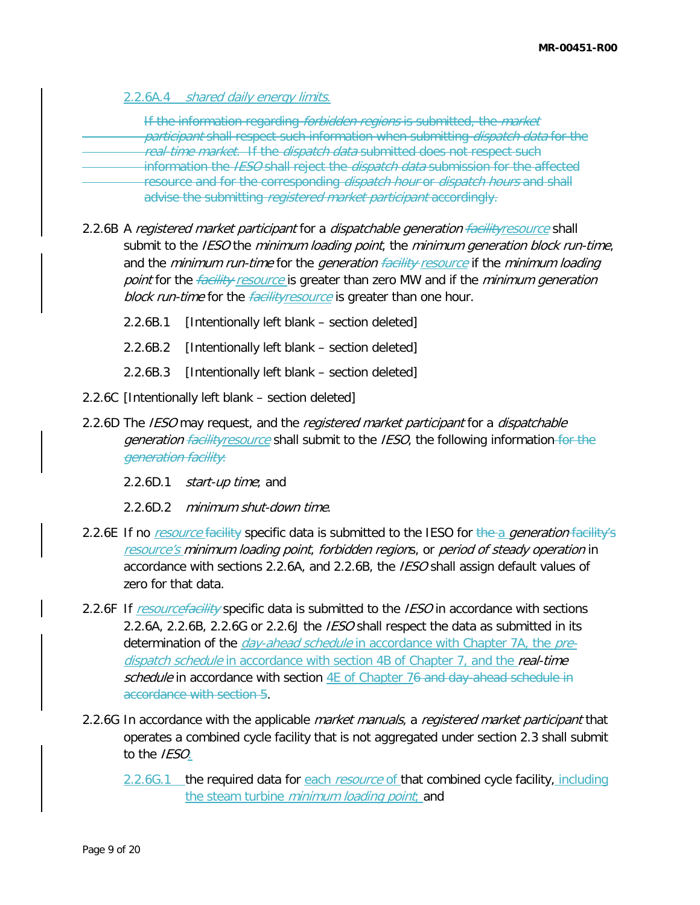2.2.6A.4 *shared daily energy limits*.

~~If the information regarding *forbidden regions* is submitted, the *market participant* shall respect such information when submitting *dispatch data* for the *real-time market*. If the *dispatch data* submitted does not respect such information the *IESO* shall reject the *dispatch data* submission for the affected resource and for the corresponding *dispatch hour* or *dispatch hours* and shall advise the submitting *registered market participant* accordingly.~~

2.2.6B A *registered market participant* for a *dispatchable generation* ~~*facility*~~*resource* shall submit to the *IESO* the *minimum loading point*, the *minimum generation block run-time*, and the *minimum run-time* for the *generation* ~~*facility*~~ *resource* if the *minimum loading point* for the ~~*facility*~~ *resource* is greater than zero MW and if the *minimum generation block run-time* for the ~~*facility*~~*resource* is greater than one hour.

2.2.6B.1 [Intentionally left blank – section deleted]

2.2.6B.2 [Intentionally left blank – section deleted]

2.2.6B.3 [Intentionally left blank – section deleted]

2.2.6C [Intentionally left blank – section deleted]

2.2.6D The *IESO* may request, and the *registered market participant* for a *dispatchable generation* ~~*facility*~~*resource* shall submit to the *IESO*, the following information ~~for the *generation facility*~~:

2.2.6D.1 *start-up time*; and

2.2.6D.2 *minimum shut-down time*.

2.2.6E If no *resource* ~~facility~~ specific data is submitted to the IESO for ~~the~~ a *generation* ~~facility's~~ *resource's* *minimum loading point*, *forbidden regions*, or *period of steady operation* in accordance with sections 2.2.6A, and 2.2.6B, the *IESO* shall assign default values of zero for that data.

2.2.6F If *resource*~~*facility*~~ specific data is submitted to the *IESO* in accordance with sections 2.2.6A, 2.2.6B, 2.2.6G or 2.2.6J the *IESO* shall respect the data as submitted in its determination of the *day-ahead schedule* in accordance with Chapter 7A, the *pre-dispatch schedule* in accordance with section 4B of Chapter 7, and the *real-time schedule* in accordance with section 4E of Chapter 7~~6 and day-ahead schedule in accordance with section 5~~.

2.2.6G In accordance with the applicable *market manuals*, a *registered market participant* that operates a combined cycle facility that is not aggregated under section 2.3 shall submit to the *IESO*:

2.2.6G.1 the required data for each *resource* of that combined cycle facility, including the steam turbine *minimum loading point*; and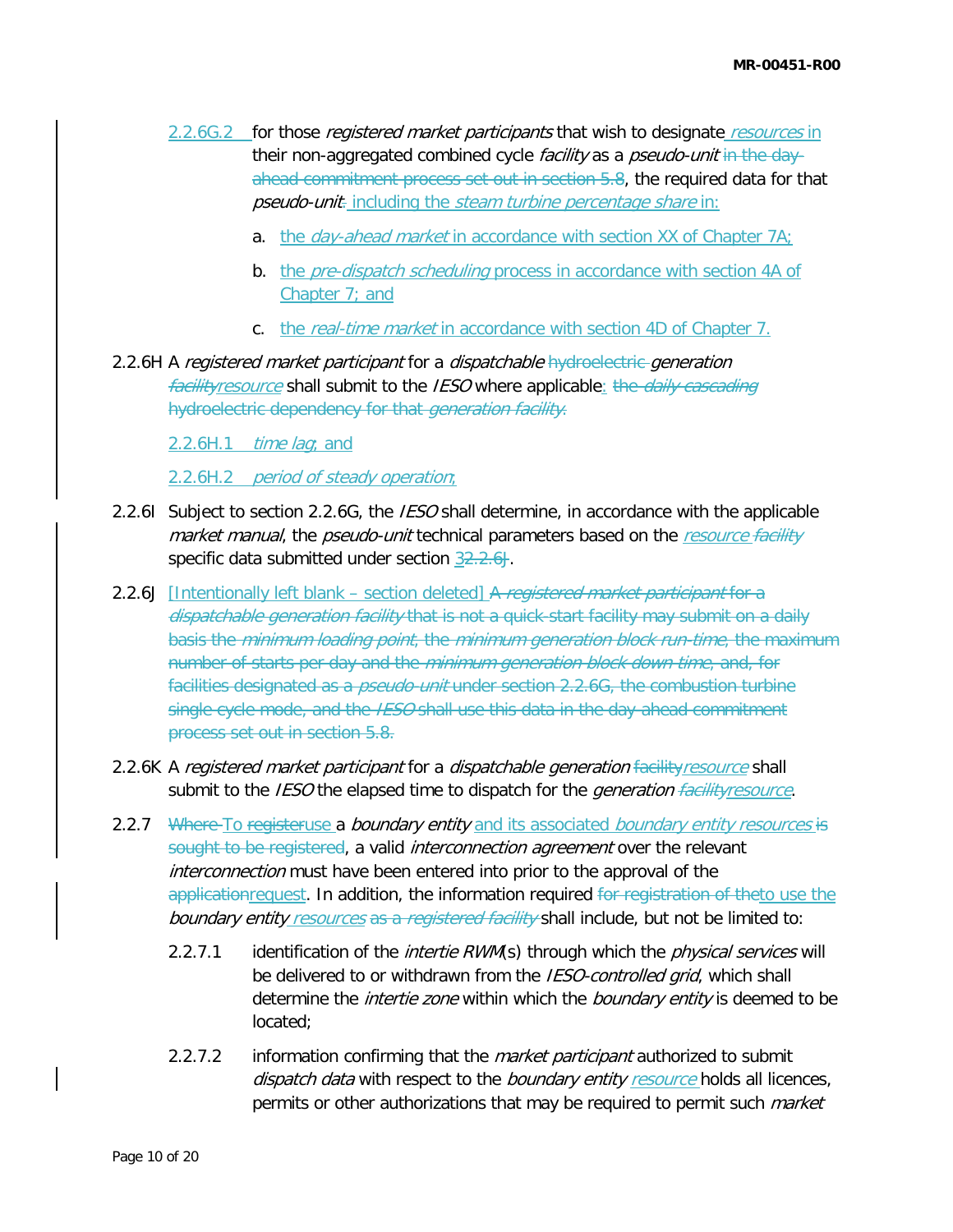2.2.6G.2 for those *registered market participants* that wish to designate *resources* in their non-aggregated combined cycle *facility* as a *pseudo-unit* in the day-ahead commitment process set out in section 5.8, the required data for that *pseudo-unit*: including the *steam turbine percentage share* in:

a. the *day-ahead market* in accordance with section XX of Chapter 7A;

b. the *pre-dispatch scheduling* process in accordance with section 4A of Chapter 7; and

c. the *real-time market* in accordance with section 4D of Chapter 7.

2.2.6H A *registered market participant* for a *dispatchable* hydroelectric *generation facilityresource* shall submit to the *IESO* where applicable: the *daily cascading* hydroelectric dependency for that *generation facility*.

2.2.6H.1 *time lag*; and

2.2.6H.2 *period of steady operation*;

2.2.6I Subject to section 2.2.6G, the *IESO* shall determine, in accordance with the applicable *market manual*, the *pseudo-unit* technical parameters based on the *resource facility* specific data submitted under section 32.2.6J.

2.2.6J [Intentionally left blank – section deleted] A *registered market participant* for a *dispatchable generation facility* that is not a quick-start facility may submit on a daily basis the *minimum loading point*, the *minimum generation block run-time*, the maximum number of starts per day and the *minimum generation block down time*, and, for facilities designated as a *pseudo-unit* under section 2.2.6G, the combustion turbine single cycle mode, and the *IESO* shall use this data in the day-ahead commitment process set out in section 5.8.

2.2.6K A *registered market participant* for a *dispatchable generation* facility*resource* shall submit to the *IESO* the elapsed time to dispatch for the *generation facilityresource*.

2.2.7 Where To registeruse a *boundary entity* and its associated *boundary entity resources* is sought to be registered, a valid *interconnection agreement* over the relevant *interconnection* must have been entered into prior to the approval of the applicationrequest. In addition, the information required for registration of theto use the *boundary entity resources* as a *registered facility* shall include, but not be limited to:

2.2.7.1 identification of the *intertie RWM*(s) through which the *physical services* will be delivered to or withdrawn from the *IESO-controlled grid*, which shall determine the *intertie zone* within which the *boundary entity* is deemed to be located;

2.2.7.2 information confirming that the *market participant* authorized to submit *dispatch data* with respect to the *boundary entity resource* holds all licences, permits or other authorizations that may be required to permit such *market*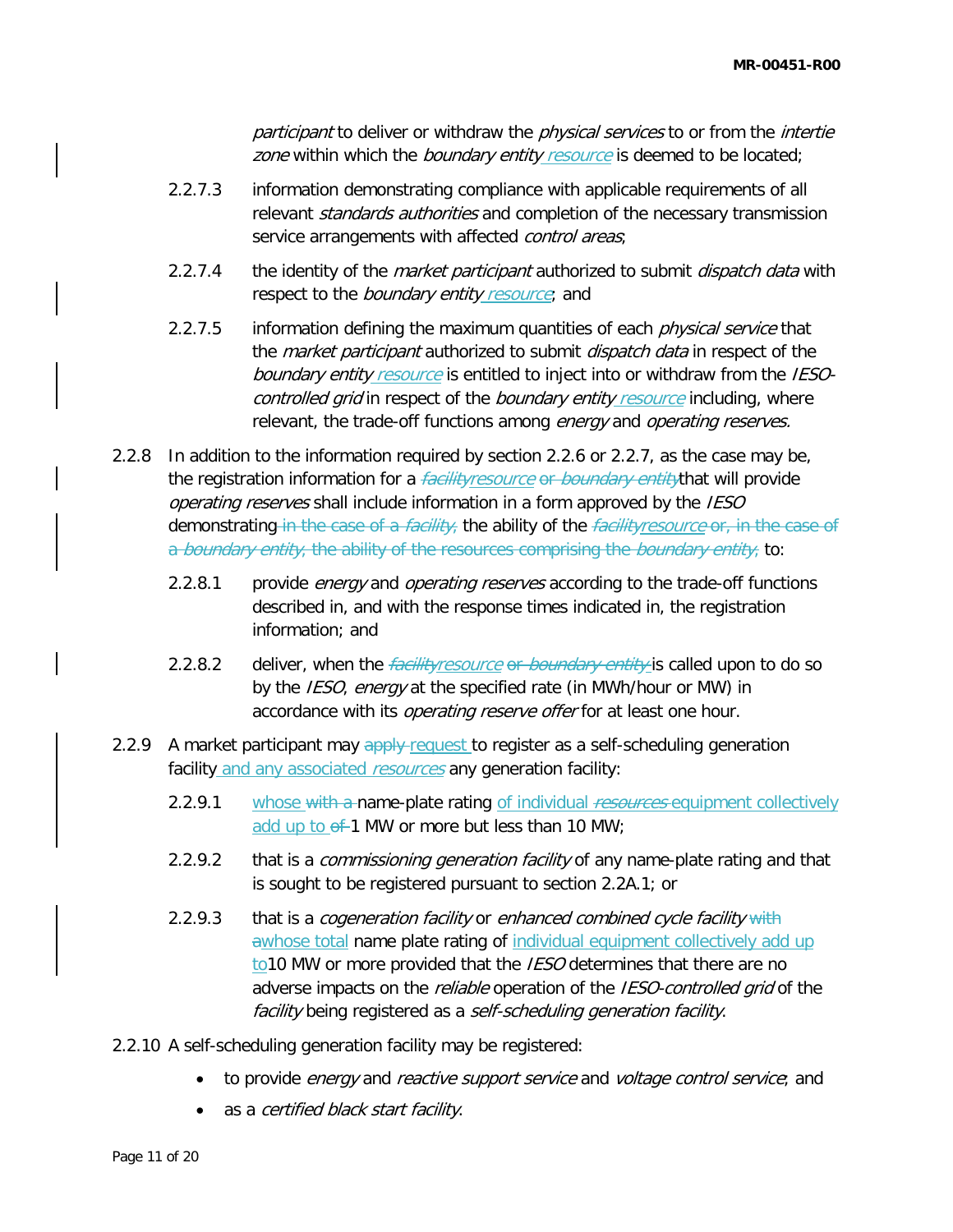*participant* to deliver or withdraw the *physical services* to or from the *intertie zone* within which the *boundary entity* resource is deemed to be located;

2.2.7.3 information demonstrating compliance with applicable requirements of all relevant *standards authorities* and completion of the necessary transmission service arrangements with affected *control areas*;

2.2.7.4 the identity of the *market participant* authorized to submit *dispatch data* with respect to the *boundary entity* resource; and

2.2.7.5 information defining the maximum quantities of each *physical service* that the *market participant* authorized to submit *dispatch data* in respect of the *boundary entity* resource is entitled to inject into or withdraw from the *IESO-controlled grid* in respect of the *boundary entity* resource including, where relevant, the trade-off functions among *energy* and *operating reserves.*

2.2.8 In addition to the information required by section 2.2.6 or 2.2.7, as the case may be, the registration information for a ~~*facility*~~*resource* ~~or *boundary entity*~~ that will provide *operating reserves* shall include information in a form approved by the *IESO* demonstrating ~~in the case of a *facility*,~~ the ability of the ~~*facility*~~*resource* ~~or, in the case of a *boundary entity*, the ability of the resources comprising the *boundary entity*,~~ to:

2.2.8.1 provide *energy* and *operating reserves* according to the trade-off functions described in, and with the response times indicated in, the registration information; and

2.2.8.2 deliver, when the ~~*facility*~~*resource* ~~or *boundary entity*~~ is called upon to do so by the *IESO*, *energy* at the specified rate (in MWh/hour or MW) in accordance with its *operating reserve offer* for at least one hour.

2.2.9 A market participant may ~~apply~~ request to register as a self-scheduling generation facility and any associated *resources* any generation facility:

2.2.9.1 whose ~~with a~~ name-plate rating of individual ~~*resources*~~ equipment collectively add up to ~~of~~ 1 MW or more but less than 10 MW;

2.2.9.2 that is a *commissioning generation facility* of any name-plate rating and that is sought to be registered pursuant to section 2.2A.1; or

2.2.9.3 that is a *cogeneration facility* or *enhanced combined cycle facility* ~~with a~~whose total name plate rating of individual equipment collectively add up to10 MW or more provided that the *IESO* determines that there are no adverse impacts on the *reliable* operation of the *IESO-controlled grid* of the *facility* being registered as a *self-scheduling generation facility*.

2.2.10 A self-scheduling generation facility may be registered:

- to provide *energy* and *reactive support service* and *voltage control service*; and
- as a *certified black start facility*.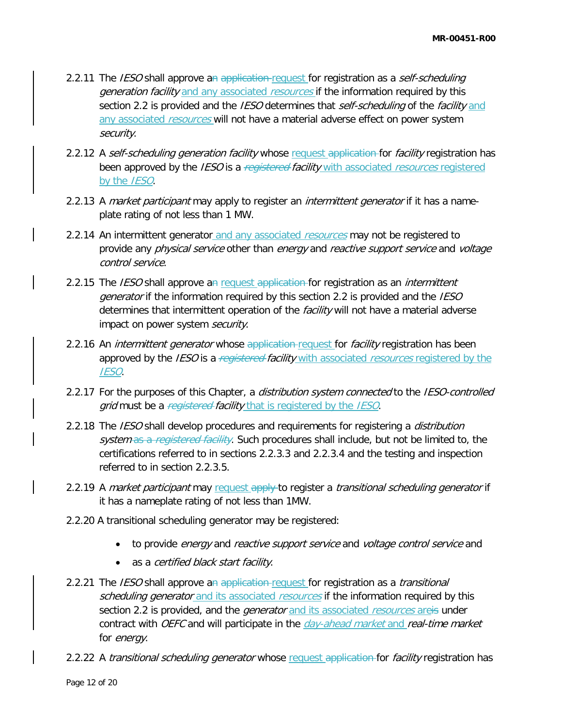2.2.11 The *IESO* shall approve a~~n~~ ~~application~~ request for registration as a *self-scheduling generation facility* and any associated *resources* if the information required by this section 2.2 is provided and the *IESO* determines that *self-scheduling* of the *facility* and any associated *resources* will not have a material adverse effect on power system *security*.

2.2.12 A *self-scheduling generation facility* whose request ~~application~~ for *facility* registration has been approved by the *IESO* is a ~~*registered*~~ *facility* with associated *resources* registered by the *IESO*.

2.2.13 A *market participant* may apply to register an *intermittent generator* if it has a name-plate rating of not less than 1 MW.

2.2.14 An intermittent generator and any associated *resources* may not be registered to provide any *physical service* other than *energy* and *reactive support service* and *voltage control service*.

2.2.15 The *IESO* shall approve a~~n~~ request ~~application~~ for registration as an *intermittent generator* if the information required by this section 2.2 is provided and the *IESO* determines that intermittent operation of the *facility* will not have a material adverse impact on power system *security*.

2.2.16 An *intermittent generator* whose ~~application~~ request for *facility* registration has been approved by the *IESO* is a ~~*registered*~~ *facility* with associated *resources* registered by the *IESO*.

2.2.17 For the purposes of this Chapter, a *distribution system connected* to the *IESO-controlled grid* must be a ~~*registered*~~ *facility* that is registered by the *IESO*.

2.2.18 The *IESO* shall develop procedures and requirements for registering a *distribution system* ~~as a *registered facility*~~. Such procedures shall include, but not be limited to, the certifications referred to in sections 2.2.3.3 and 2.2.3.4 and the testing and inspection referred to in section 2.2.3.5.

2.2.19 A *market participant* may request ~~apply~~ to register a *transitional scheduling generator* if it has a nameplate rating of not less than 1MW.

2.2.20 A transitional scheduling generator may be registered:

- to provide *energy* and *reactive support service* and *voltage control service* and
- as a *certified black start facility*.

2.2.21 The *IESO* shall approve a~~n~~ ~~application~~ request for registration as a *transitional scheduling generator* and its associated *resources* if the information required by this section 2.2 is provided, and the *generator* and its associated *resources* are~~is~~ under contract with *OEFC* and will participate in the *day-ahead market* and *real-time market* for *energy*.

2.2.22 A *transitional scheduling generator* whose request ~~application~~ for *facility* registration has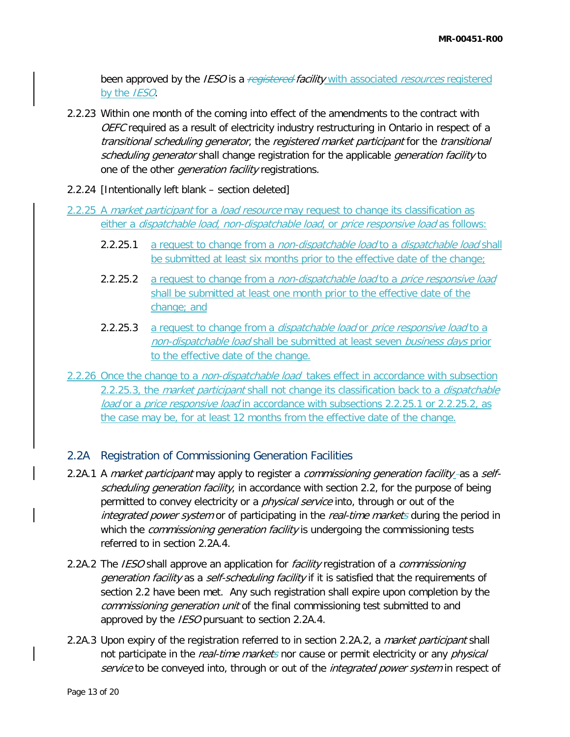been approved by the *IESO* is a ~~registered~~ *facility* with associated *resources* registered by the *IESO*.

2.2.23 Within one month of the coming into effect of the amendments to the contract with *OEFC* required as a result of electricity industry restructuring in Ontario in respect of a *transitional scheduling generator*, the *registered market participant* for the *transitional scheduling generator* shall change registration for the applicable *generation facility* to one of the other *generation facility* registrations.

2.2.24 [Intentionally left blank – section deleted]

2.2.25 A *market participant* for a *load resource* may request to change its classification as either a *dispatchable load*, *non-dispatchable load*, or *price responsive load* as follows:

- 2.2.25.1 a request to change from a *non-dispatchable load* to a *dispatchable load* shall be submitted at least six months prior to the effective date of the change;
- 2.2.25.2 a request to change from a *non-dispatchable load* to a *price responsive load* shall be submitted at least one month prior to the effective date of the change; and
- 2.2.25.3 a request to change from a *dispatchable load* or *price responsive load* to a *non-dispatchable load* shall be submitted at least seven *business days* prior to the effective date of the change.

2.2.26 Once the change to a *non-dispatchable load* takes effect in accordance with subsection 2.2.25.3, the *market participant* shall not change its classification back to a *dispatchable load* or a *price responsive load* in accordance with subsections 2.2.25.1 or 2.2.25.2, as the case may be, for at least 12 months from the effective date of the change.

## 2.2A Registration of Commissioning Generation Facilities

2.2A.1 A *market participant* may apply to register a *commissioning generation facility* as a *self-scheduling generation facility*, in accordance with section 2.2, for the purpose of being permitted to convey electricity or a *physical service* into, through or out of the *integrated power system* or of participating in the *real-time market~~s~~* during the period in which the *commissioning generation facility* is undergoing the commissioning tests referred to in section 2.2A.4.

2.2A.2 The *IESO* shall approve an application for *facility* registration of a *commissioning generation facility* as a *self-scheduling facility* if it is satisfied that the requirements of section 2.2 have been met. Any such registration shall expire upon completion by the *commissioning generation unit* of the final commissioning test submitted to and approved by the *IESO* pursuant to section 2.2A.4.

2.2A.3 Upon expiry of the registration referred to in section 2.2A.2, a *market participant* shall not participate in the *real-time market~~s~~* nor cause or permit electricity or any *physical service* to be conveyed into, through or out of the *integrated power system* in respect of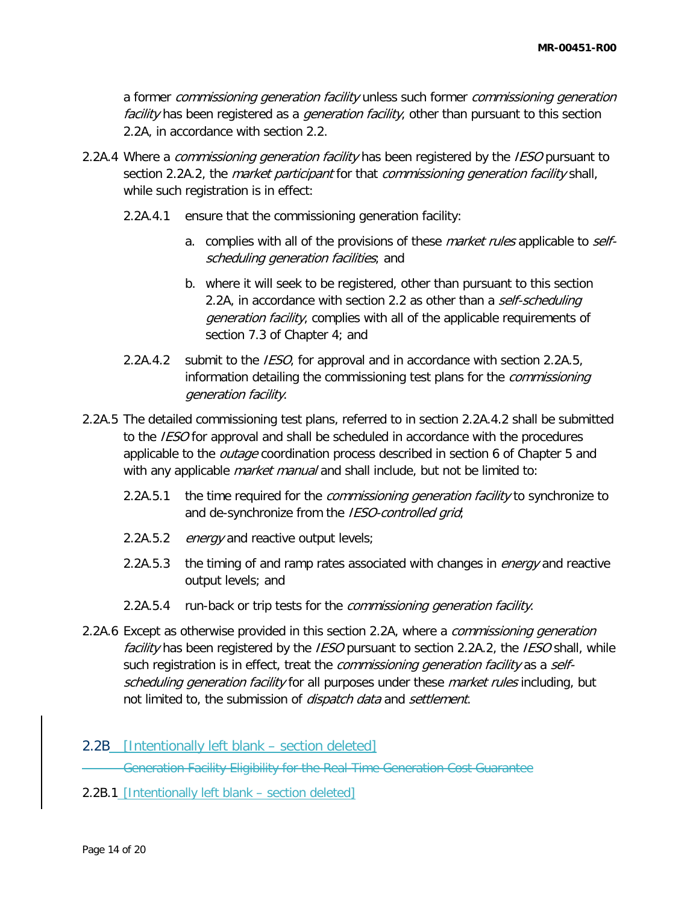a former *commissioning generation facility* unless such former *commissioning generation facility* has been registered as a *generation facility*, other than pursuant to this section 2.2A, in accordance with section 2.2.

2.2A.4 Where a *commissioning generation facility* has been registered by the *IESO* pursuant to section 2.2A.2, the *market participant* for that *commissioning generation facility* shall, while such registration is in effect:

2.2A.4.1 ensure that the commissioning generation facility:

a. complies with all of the provisions of these *market rules* applicable to *self-scheduling generation facilities*; and

b. where it will seek to be registered, other than pursuant to this section 2.2A, in accordance with section 2.2 as other than a *self-scheduling generation facility*, complies with all of the applicable requirements of section 7.3 of Chapter 4; and

2.2A.4.2 submit to the *IESO*, for approval and in accordance with section 2.2A.5, information detailing the commissioning test plans for the *commissioning generation facility*.

2.2A.5 The detailed commissioning test plans, referred to in section 2.2A.4.2 shall be submitted to the *IESO* for approval and shall be scheduled in accordance with the procedures applicable to the *outage* coordination process described in section 6 of Chapter 5 and with any applicable *market manual* and shall include, but not be limited to:

2.2A.5.1 the time required for the *commissioning generation facility* to synchronize to and de-synchronize from the *IESO-controlled grid*;

2.2A.5.2 *energy* and reactive output levels;

2.2A.5.3 the timing of and ramp rates associated with changes in *energy* and reactive output levels; and

2.2A.5.4 run-back or trip tests for the *commissioning generation facility*.

2.2A.6 Except as otherwise provided in this section 2.2A, where a *commissioning generation facility* has been registered by the *IESO* pursuant to section 2.2A.2, the *IESO* shall, while such registration is in effect, treat the *commissioning generation facility* as a *self-scheduling generation facility* for all purposes under these *market rules* including, but not limited to, the submission of *dispatch data* and *settlement*.

## 2.2B [Intentionally left blank – section deleted]

~~Generation Facility Eligibility for the Real-Time Generation Cost Guarantee~~

2.2B.1 [Intentionally left blank – section deleted]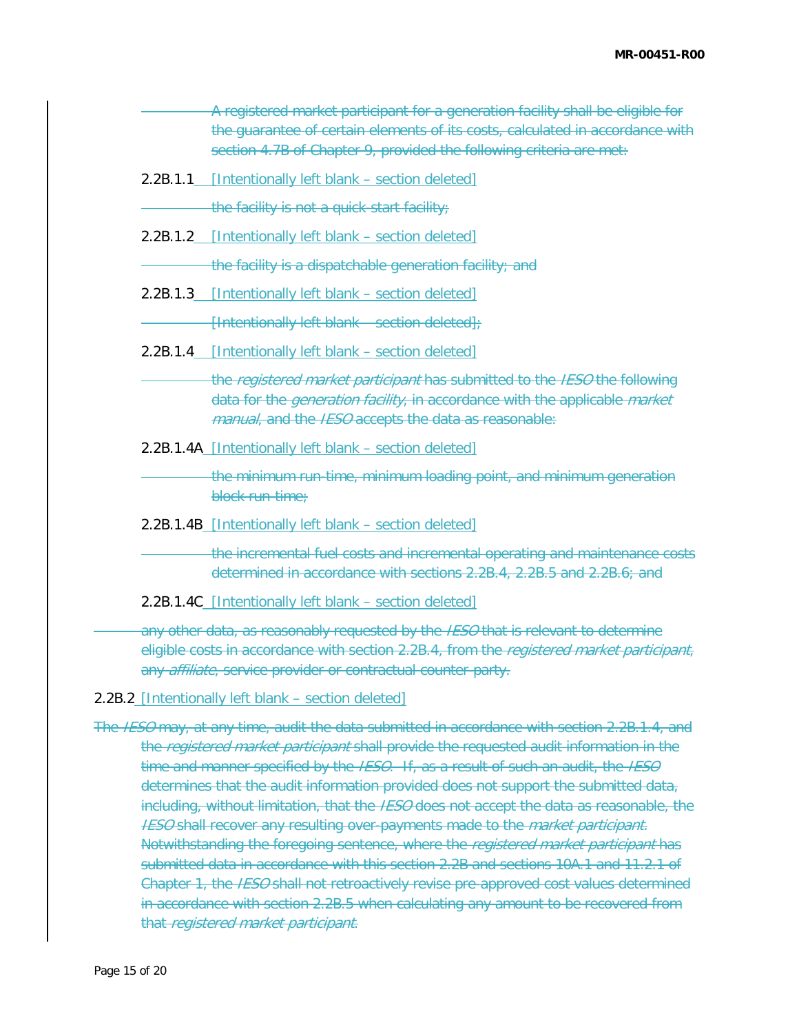~~A registered market participant for a generation facility shall be eligible for the guarantee of certain elements of its costs, calculated in accordance with section 4.7B of Chapter 9, provided the following criteria are met:~~

2.2B.1.1 [Intentionally left blank – section deleted]

~~the facility is not a quick-start facility;~~

2.2B.1.2 [Intentionally left blank – section deleted]

~~the facility is a dispatchable generation facility; and~~

2.2B.1.3 [Intentionally left blank – section deleted]

~~[Intentionally left blank – section deleted];~~

2.2B.1.4 [Intentionally left blank – section deleted]

~~the *registered market participant* has submitted to the *IESO* the following data for the *generation facility*, in accordance with the applicable *market manual*, and the *IESO* accepts the data as reasonable:~~

2.2B.1.4A [Intentionally left blank – section deleted]

~~the minimum run-time, minimum loading point, and minimum generation block run-time;~~

2.2B.1.4B [Intentionally left blank – section deleted]

~~the incremental fuel costs and incremental operating and maintenance costs determined in accordance with sections 2.2B.4, 2.2B.5 and 2.2B.6; and~~

2.2B.1.4C [Intentionally left blank – section deleted]

~~any other data, as reasonably requested by the *IESO* that is relevant to determine eligible costs in accordance with section 2.2B.4, from the *registered market participant*, any *affiliate*, service provider or contractual counter-party.~~

2.2B.2 [Intentionally left blank – section deleted]

~~The *IESO* may, at any time, audit the data submitted in accordance with section 2.2B.1.4, and the *registered market participant* shall provide the requested audit information in the time and manner specified by the *IESO*. If, as a result of such an audit, the *IESO* determines that the audit information provided does not support the submitted data, including, without limitation, that the *IESO* does not accept the data as reasonable, the *IESO* shall recover any resulting over-payments made to the *market participant*. Notwithstanding the foregoing sentence, where the *registered market participant* has submitted data in accordance with this section 2.2B and sections 10A.1 and 11.2.1 of Chapter 1, the *IESO* shall not retroactively revise pre-approved cost values determined in accordance with section 2.2B.5 when calculating any amount to be recovered from that *registered market participant*.~~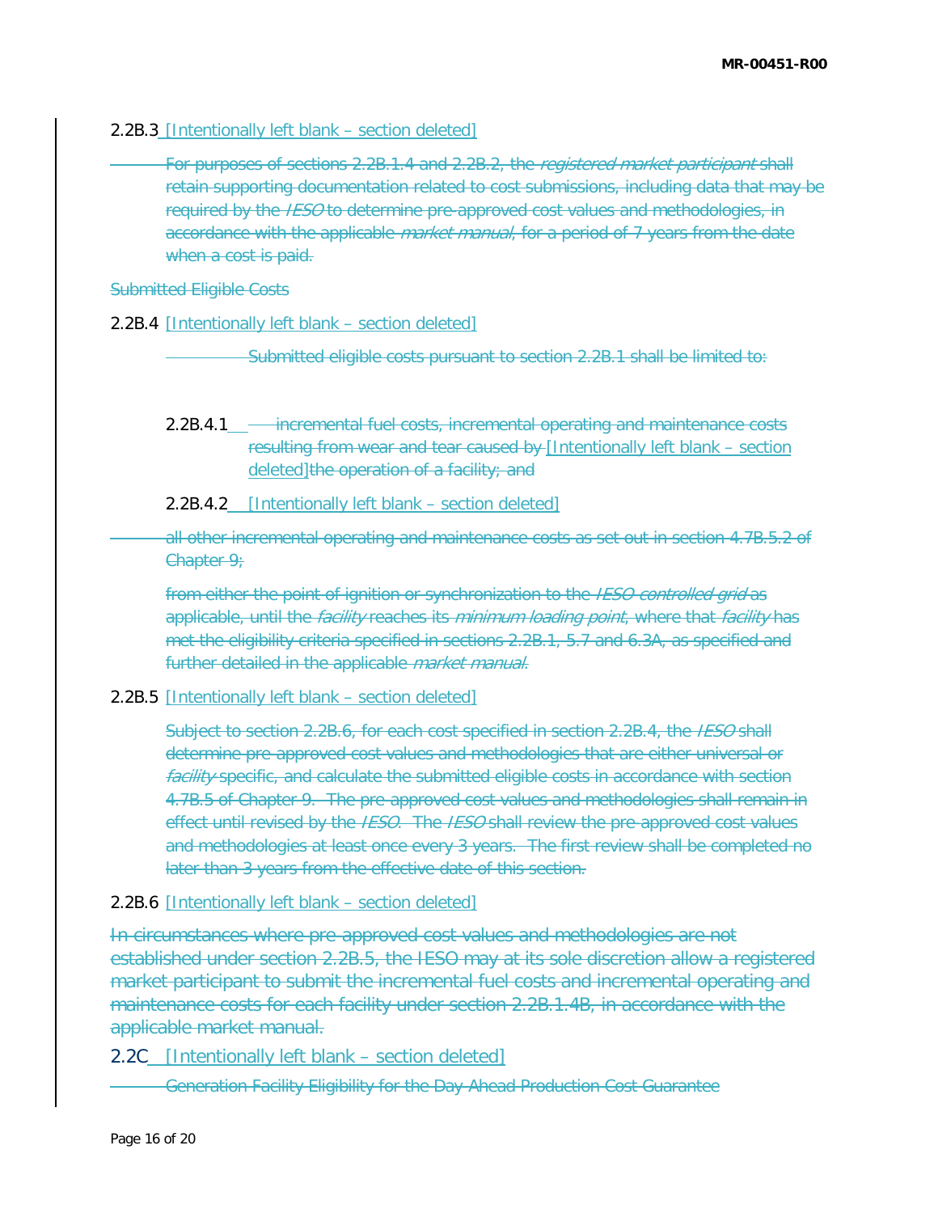2.2B.3 [Intentionally left blank – section deleted]

~~For purposes of sections 2.2B.1.4 and 2.2B.2, the *registered market participant* shall retain supporting documentation related to cost submissions, including data that may be required by the *IESO* to determine pre-approved cost values and methodologies, in accordance with the applicable *market manual*, for a period of 7 years from the date when a cost is paid.~~

~~Submitted Eligible Costs~~

2.2B.4 [Intentionally left blank – section deleted]

~~Submitted eligible costs pursuant to section 2.2B.1 shall be limited to:~~

2.2B.4.1 ~~incremental fuel costs, incremental operating and maintenance costs resulting from wear and tear caused by~~ [Intentionally left blank – section deleted]~~the operation of a facility; and~~

2.2B.4.2 [Intentionally left blank – section deleted]

~~all other incremental operating and maintenance costs as set out in section 4.7B.5.2 of Chapter 9;~~

~~from either the point of ignition or synchronization to the *IESO-controlled grid* as applicable, until the *facility* reaches its *minimum loading point*, where that *facility* has met the eligibility criteria specified in sections 2.2B.1, 5.7 and 6.3A, as specified and further detailed in the applicable *market manual*.~~

2.2B.5 [Intentionally left blank – section deleted]

~~Subject to section 2.2B.6, for each cost specified in section 2.2B.4, the *IESO* shall determine pre-approved cost values and methodologies that are either universal or *facility* specific, and calculate the submitted eligible costs in accordance with section 4.7B.5 of Chapter 9. The pre-approved cost values and methodologies shall remain in effect until revised by the *IESO*. The *IESO* shall review the pre-approved cost values and methodologies at least once every 3 years. The first review shall be completed no later than 3 years from the effective date of this section.~~

2.2B.6 [Intentionally left blank – section deleted]

~~In circumstances where pre-approved cost values and methodologies are not established under section 2.2B.5, the IESO may at its sole discretion allow a registered market participant to submit the incremental fuel costs and incremental operating and maintenance costs for each facility under section 2.2B.1.4B, in accordance with the applicable market manual.~~

2.2C [Intentionally left blank – section deleted]

~~Generation Facility Eligibility for the Day-Ahead Production Cost Guarantee~~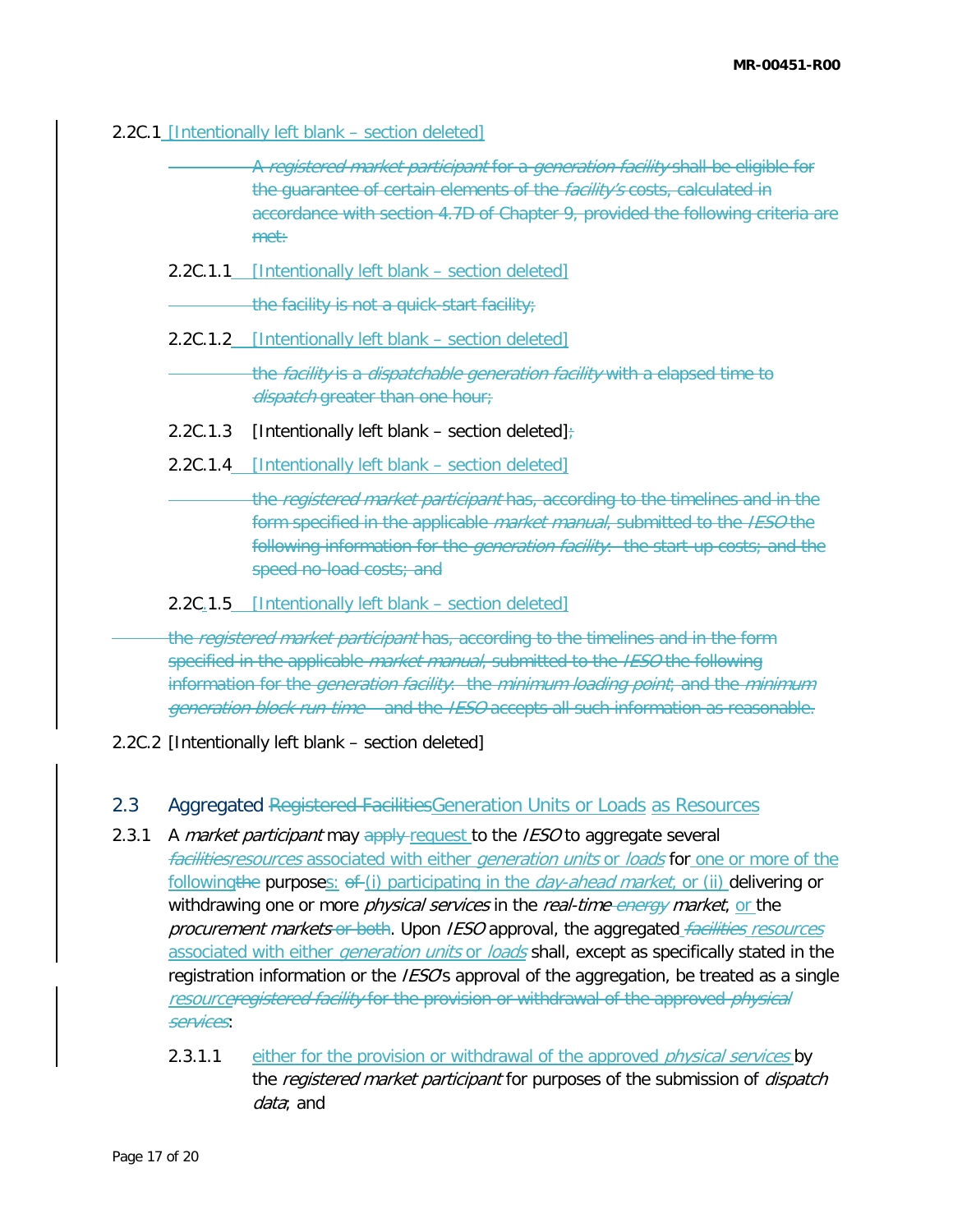2.2C.1 [Intentionally left blank – section deleted]

~~A *registered market participant* for a *generation facility* shall be eligible for the guarantee of certain elements of the *facility's* costs, calculated in accordance with section 4.7D of Chapter 9, provided the following criteria are met:~~

2.2C.1.1 [Intentionally left blank – section deleted]

~~the facility is not a quick-start facility;~~

2.2C.1.2 [Intentionally left blank – section deleted]

~~the *facility* is a *dispatchable generation facility* with a elapsed time to *dispatch* greater than one hour;~~

2.2C.1.3 [Intentionally left blank – section deleted]~~;~~

2.2C.1.4 [Intentionally left blank – section deleted]

~~the *registered market participant* has, according to the timelines and in the form specified in the applicable *market manual*, submitted to the *IESO* the following information for the *generation facility*: the start-up costs; and the speed-no-load costs; and~~

2.2C.1.5 [Intentionally left blank – section deleted]

~~the *registered market participant* has, according to the timelines and in the form specified in the applicable *market manual*, submitted to the *IESO* the following information for the *generation facility*: the *minimum loading point*, and the *minimum generation block run-time* – and the *IESO* accepts all such information as reasonable.~~

2.2C.2 [Intentionally left blank – section deleted]

## 2.3 Aggregated ~~Registered Facilities~~Generation Units or Loads as Resources

2.3.1 A *market participant* may ~~apply~~ request to the *IESO* to aggregate several ~~*facilities*~~*resources* associated with either *generation units* or *loads* for one or more of the following~~the~~ purposes: ~~of~~ (i) participating in the *day-ahead market*, or (ii) delivering or withdrawing one or more *physical services* in the *real-time* ~~*energy*~~ *market*, or the *procurement markets* ~~or both~~. Upon *IESO* approval, the aggregated ~~*facilities*~~ *resources* associated with either *generation units* or *loads* shall, except as specifically stated in the registration information or the *IESO*'s approval of the aggregation, be treated as a single *resource*~~*registered facility* for the provision or withdrawal of the approved *physical services*~~:

2.3.1.1 either for the provision or withdrawal of the approved *physical services* by the *registered market participant* for purposes of the submission of *dispatch data*; and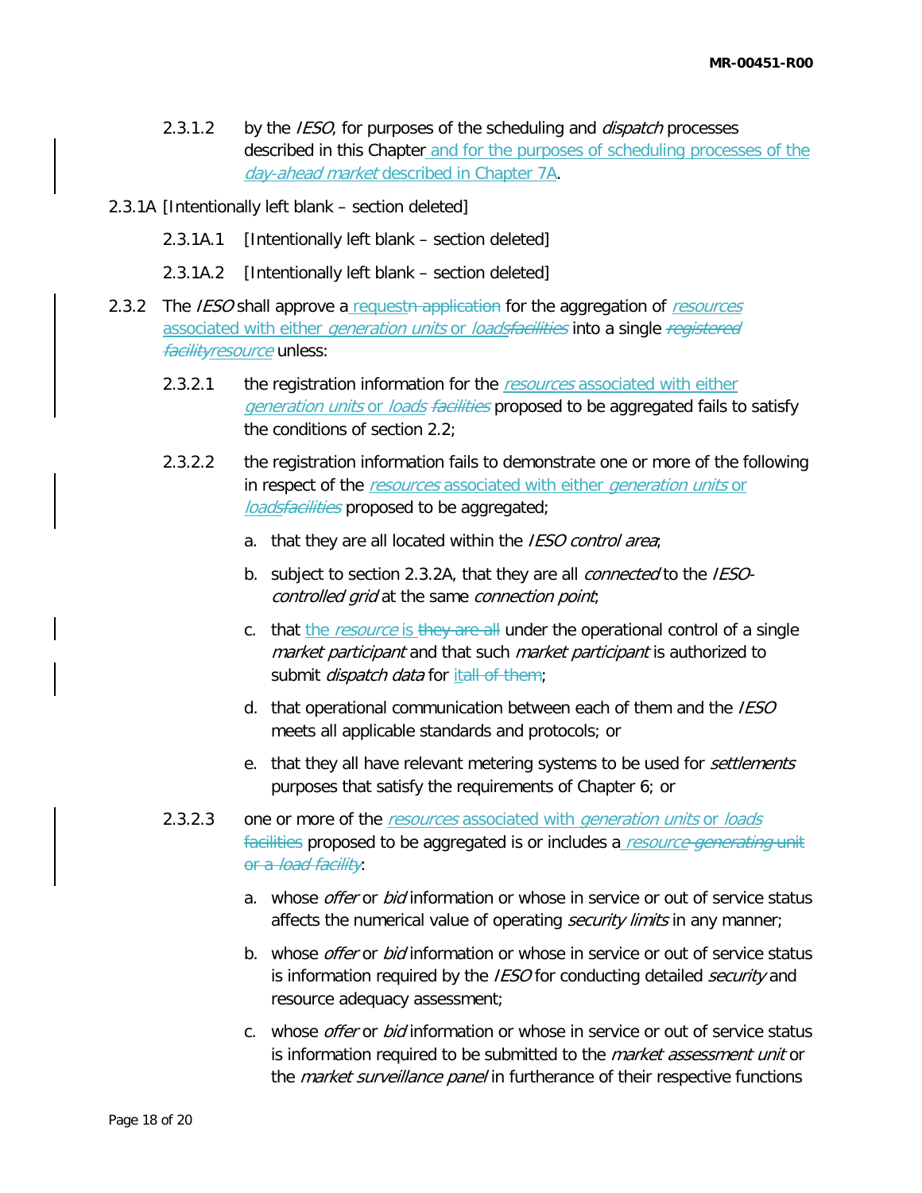2.3.1.2 by the *IESO*, for purposes of the scheduling and *dispatch* processes described in this Chapter and for the purposes of scheduling processes of the *day-ahead market* described in Chapter 7A.

2.3.1A [Intentionally left blank – section deleted]

2.3.1A.1 [Intentionally left blank – section deleted]

2.3.1A.2 [Intentionally left blank – section deleted]

2.3.2 The *IESO* shall approve a requestn application for the aggregation of *resources* associated with either *generation units* or *loads~~facilities~~* into a single ~~*registered facility*~~*resource* unless:

2.3.2.1 the registration information for the *resources* associated with either *generation units* or *loads* ~~*facilities*~~ proposed to be aggregated fails to satisfy the conditions of section 2.2;

2.3.2.2 the registration information fails to demonstrate one or more of the following in respect of the *resources* associated with either *generation units* or *loads~~facilities~~* proposed to be aggregated;

a. that they are all located within the *IESO control area*;

b. subject to section 2.3.2A, that they are all *connected* to the *IESO-controlled grid* at the same *connection point*;

c. that the *resource* is ~~they are all~~ under the operational control of a single *market participant* and that such *market participant* is authorized to submit *dispatch data* for it~~all of them~~;

d. that operational communication between each of them and the *IESO* meets all applicable standards and protocols; or

e. that they all have relevant metering systems to be used for *settlements* purposes that satisfy the requirements of Chapter 6; or

2.3.2.3 one or more of the *resources* associated with *generation units* or *loads* ~~facilities~~ proposed to be aggregated is or includes a *resource*~~-*generating* unit or a *load facility*~~:

a. whose *offer* or *bid* information or whose in service or out of service status affects the numerical value of operating *security limits* in any manner;

b. whose *offer* or *bid* information or whose in service or out of service status is information required by the *IESO* for conducting detailed *security* and resource adequacy assessment;

c. whose *offer* or *bid* information or whose in service or out of service status is information required to be submitted to the *market assessment unit* or the *market surveillance panel* in furtherance of their respective functions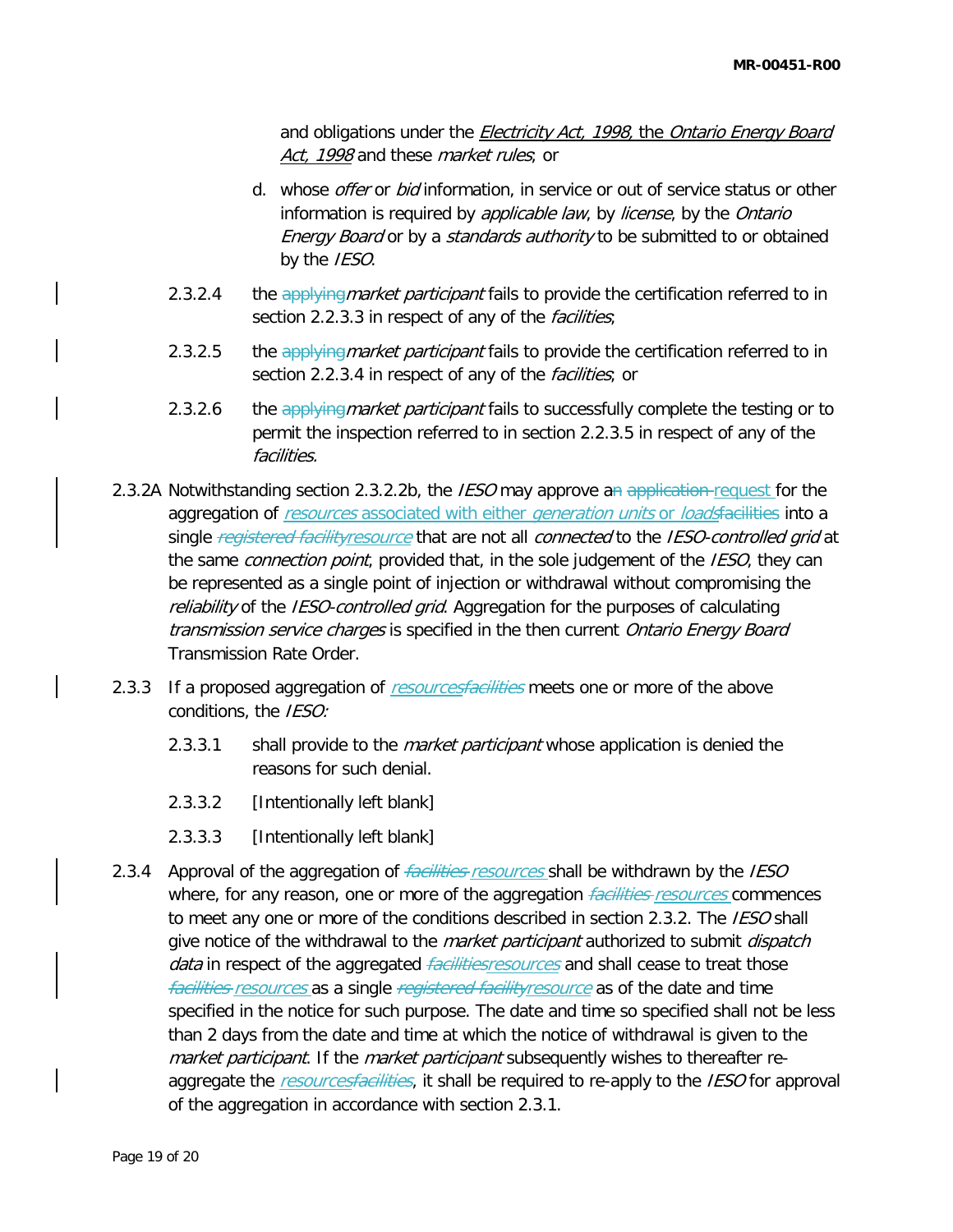and obligations under the *Electricity Act, 1998,* the *Ontario Energy Board Act, 1998* and these *market rules*; or

d. whose *offer* or *bid* information, in service or out of service status or other information is required by *applicable law*, by *license*, by the *Ontario Energy Board* or by a *standards authority* to be submitted to or obtained by the *IESO*.

2.3.2.4 the ~~applying~~*market participant* fails to provide the certification referred to in section 2.2.3.3 in respect of any of the *facilities*;

2.3.2.5 the ~~applying~~*market participant* fails to provide the certification referred to in section 2.2.3.4 in respect of any of the *facilities*; or

2.3.2.6 the ~~applying~~*market participant* fails to successfully complete the testing or to permit the inspection referred to in section 2.2.3.5 in respect of any of the *facilities*.

2.3.2A Notwithstanding section 2.3.2.2b, the *IESO* may approve a~~n~~ ~~application~~ request for the aggregation of *resources* associated with either *generation units* or *loads*~~facilities~~ into a single ~~*registered facility*~~*resource* that are not all *connected* to the *IESO-controlled grid* at the same *connection point*, provided that, in the sole judgement of the *IESO*, they can be represented as a single point of injection or withdrawal without compromising the *reliability* of the *IESO-controlled grid*. Aggregation for the purposes of calculating *transmission service charges* is specified in the then current *Ontario Energy Board* Transmission Rate Order.

2.3.3 If a proposed aggregation of *resources*~~*facilities*~~ meets one or more of the above conditions, the *IESO:*

2.3.3.1 shall provide to the *market participant* whose application is denied the reasons for such denial.

2.3.3.2 [Intentionally left blank]

2.3.3.3 [Intentionally left blank]

2.3.4 Approval of the aggregation of ~~*facilities*~~ *resources* shall be withdrawn by the *IESO* where, for any reason, one or more of the aggregation ~~*facilities*~~ *resources* commences to meet any one or more of the conditions described in section 2.3.2. The *IESO* shall give notice of the withdrawal to the *market participant* authorized to submit *dispatch data* in respect of the aggregated ~~*facilities*~~*resources* and shall cease to treat those ~~*facilities*~~ *resources* as a single ~~*registered facility*~~*resource* as of the date and time specified in the notice for such purpose. The date and time so specified shall not be less than 2 days from the date and time at which the notice of withdrawal is given to the *market participant*. If the *market participant* subsequently wishes to thereafter re-aggregate the *resources*~~*facilities*~~, it shall be required to re-apply to the *IESO* for approval of the aggregation in accordance with section 2.3.1.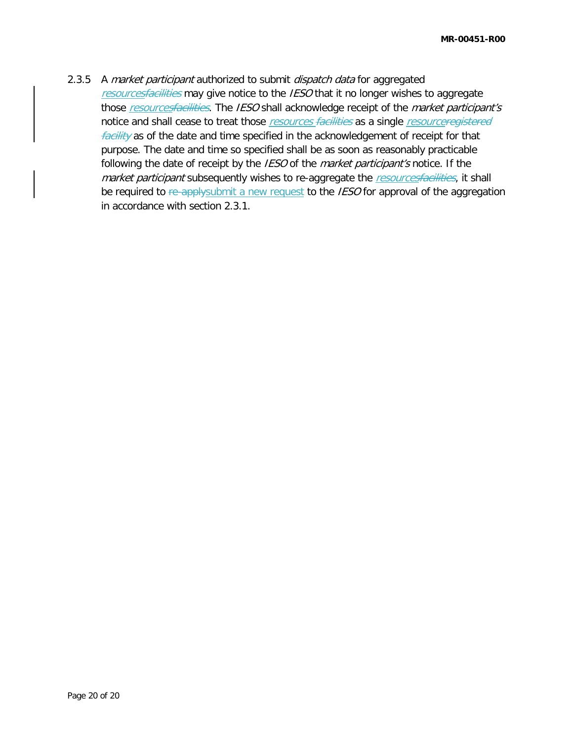2.3.5 A *market participant* authorized to submit *dispatch data* for aggregated *resources*~~*facilities*~~ may give notice to the *IESO* that it no longer wishes to aggregate those *resources*~~*facilities*~~. The *IESO* shall acknowledge receipt of the *market participant's* notice and shall cease to treat those *resources* ~~*facilities*~~ as a single *resource*~~*registered facility*~~ as of the date and time specified in the acknowledgement of receipt for that purpose. The date and time so specified shall be as soon as reasonably practicable following the date of receipt by the *IESO* of the *market participant's* notice. If the *market participant* subsequently wishes to re-aggregate the *resources*~~*facilities*~~, it shall be required to ~~re-apply~~submit a new request to the *IESO* for approval of the aggregation in accordance with section 2.3.1.